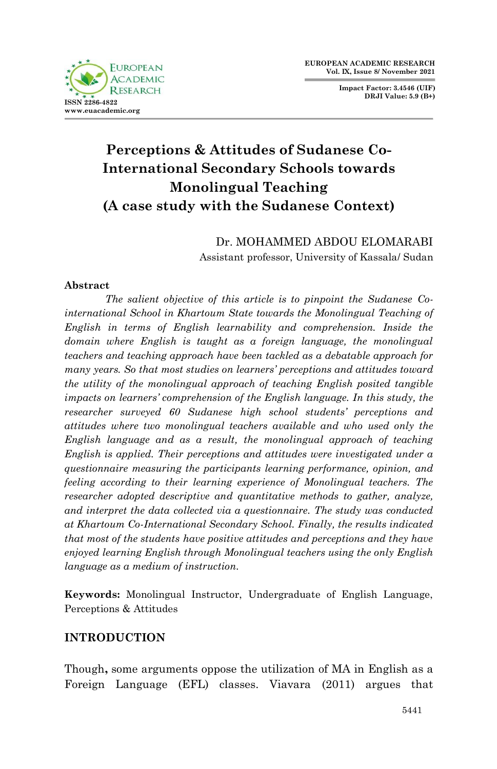# Perceptions & Attitudes of Sudanese Co-International Secondary Schools towards Monolingual Teaching (A case study with the Sudanese Context)

Dr. MOHAMMED ABDOU ELOMARABI
Assistant professor, University of Kassala/ Sudan

## Abstract

*The salient objective of this article is to pinpoint the Sudanese Co-international School in Khartoum State towards the Monolingual Teaching of English in terms of English learnability and comprehension. Inside the domain where English is taught as a foreign language, the monolingual teachers and teaching approach have been tackled as a debatable approach for many years. So that most studies on learners' perceptions and attitudes toward the utility of the monolingual approach of teaching English posited tangible impacts on learners' comprehension of the English language. In this study, the researcher surveyed 60 Sudanese high school students' perceptions and attitudes where two monolingual teachers available and who used only the English language and as a result, the monolingual approach of teaching English is applied. Their perceptions and attitudes were investigated under a questionnaire measuring the participants learning performance, opinion, and feeling according to their learning experience of Monolingual teachers. The researcher adopted descriptive and quantitative methods to gather, analyze, and interpret the data collected via a questionnaire. The study was conducted at Khartoum Co-International Secondary School. Finally, the results indicated that most of the students have positive attitudes and perceptions and they have enjoyed learning English through Monolingual teachers using the only English language as a medium of instruction.*

**Keywords:** Monolingual Instructor, Undergraduate of English Language, Perceptions & Attitudes

## INTRODUCTION

Though**,** some arguments oppose the utilization of MA in English as a Foreign Language (EFL) classes. Viavara (2011) argues that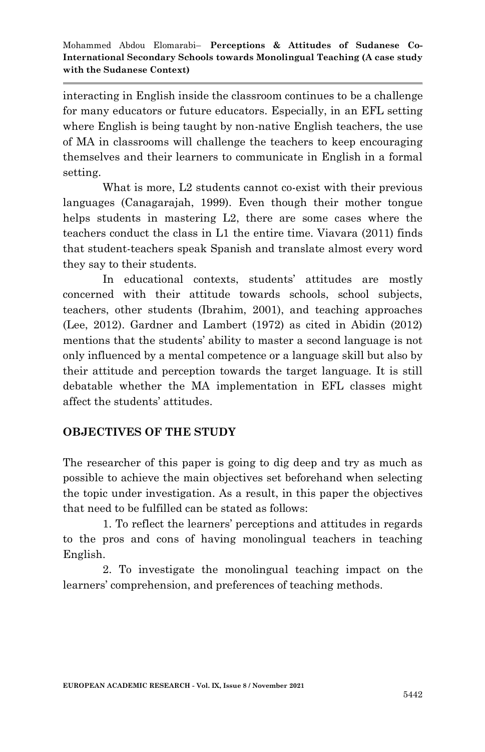interacting in English inside the classroom continues to be a challenge for many educators or future educators. Especially, in an EFL setting where English is being taught by non-native English teachers, the use of MA in classrooms will challenge the teachers to keep encouraging themselves and their learners to communicate in English in a formal setting.

What is more, L2 students cannot co-exist with their previous languages (Canagarajah, 1999). Even though their mother tongue helps students in mastering L2, there are some cases where the teachers conduct the class in L1 the entire time. Viavara (2011) finds that student-teachers speak Spanish and translate almost every word they say to their students.

In educational contexts, students' attitudes are mostly concerned with their attitude towards schools, school subjects, teachers, other students (Ibrahim, 2001), and teaching approaches (Lee, 2012). Gardner and Lambert (1972) as cited in Abidin (2012) mentions that the students' ability to master a second language is not only influenced by a mental competence or a language skill but also by their attitude and perception towards the target language. It is still debatable whether the MA implementation in EFL classes might affect the students' attitudes.

## OBJECTIVES OF THE STUDY

The researcher of this paper is going to dig deep and try as much as possible to achieve the main objectives set beforehand when selecting the topic under investigation. As a result, in this paper the objectives that need to be fulfilled can be stated as follows:

1. To reflect the learners' perceptions and attitudes in regards to the pros and cons of having monolingual teachers in teaching English.

2. To investigate the monolingual teaching impact on the learners' comprehension, and preferences of teaching methods.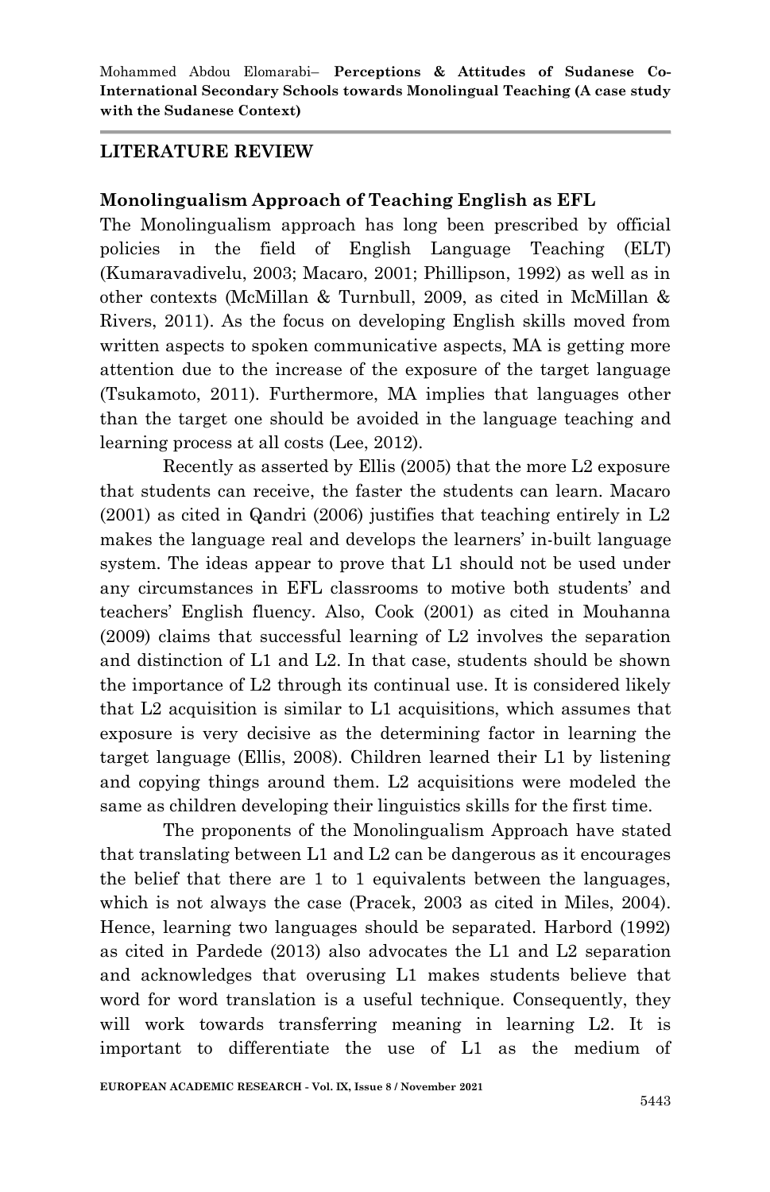## LITERATURE REVIEW

### Monolingualism Approach of Teaching English as EFL

The Monolingualism approach has long been prescribed by official policies in the field of English Language Teaching (ELT) (Kumaravadivelu, 2003; Macaro, 2001; Phillipson, 1992) as well as in other contexts (McMillan & Turnbull, 2009, as cited in McMillan & Rivers, 2011). As the focus on developing English skills moved from written aspects to spoken communicative aspects, MA is getting more attention due to the increase of the exposure of the target language (Tsukamoto, 2011). Furthermore, MA implies that languages other than the target one should be avoided in the language teaching and learning process at all costs (Lee, 2012).

Recently as asserted by Ellis (2005) that the more L2 exposure that students can receive, the faster the students can learn. Macaro (2001) as cited in Qandri (2006) justifies that teaching entirely in L2 makes the language real and develops the learners' in-built language system. The ideas appear to prove that L1 should not be used under any circumstances in EFL classrooms to motive both students' and teachers' English fluency. Also, Cook (2001) as cited in Mouhanna (2009) claims that successful learning of L2 involves the separation and distinction of L1 and L2. In that case, students should be shown the importance of L2 through its continual use. It is considered likely that L2 acquisition is similar to L1 acquisitions, which assumes that exposure is very decisive as the determining factor in learning the target language (Ellis, 2008). Children learned their L1 by listening and copying things around them. L2 acquisitions were modeled the same as children developing their linguistics skills for the first time.

The proponents of the Monolingualism Approach have stated that translating between L1 and L2 can be dangerous as it encourages the belief that there are 1 to 1 equivalents between the languages, which is not always the case (Pracek, 2003 as cited in Miles, 2004). Hence, learning two languages should be separated. Harbord (1992) as cited in Pardede (2013) also advocates the L1 and L2 separation and acknowledges that overusing L1 makes students believe that word for word translation is a useful technique. Consequently, they will work towards transferring meaning in learning L2. It is important to differentiate the use of L1 as the medium of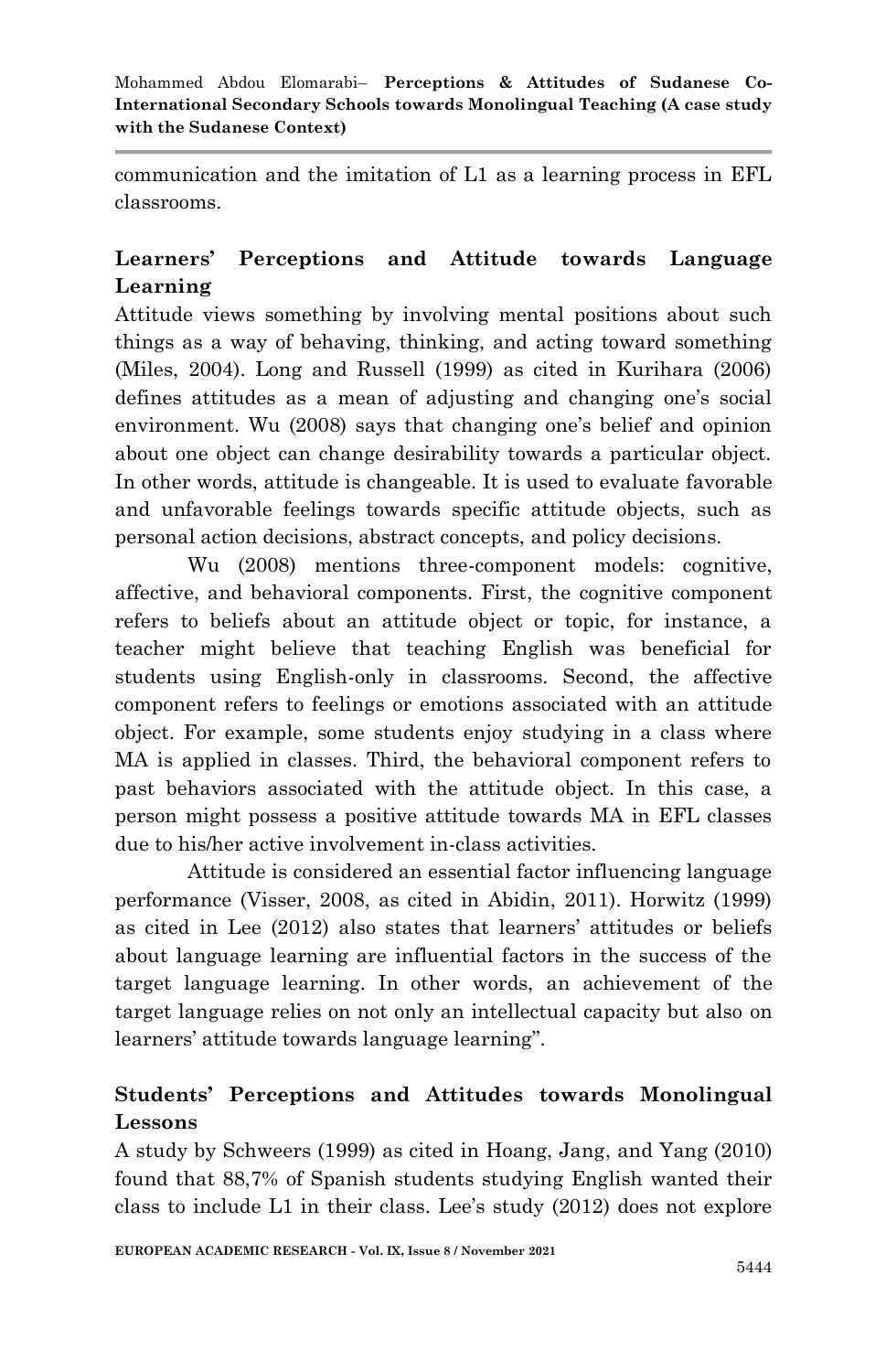communication and the imitation of L1 as a learning process in EFL classrooms.

## Learners' Perceptions and Attitude towards Language Learning

Attitude views something by involving mental positions about such things as a way of behaving, thinking, and acting toward something (Miles, 2004). Long and Russell (1999) as cited in Kurihara (2006) defines attitudes as a mean of adjusting and changing one's social environment. Wu (2008) says that changing one's belief and opinion about one object can change desirability towards a particular object. In other words, attitude is changeable. It is used to evaluate favorable and unfavorable feelings towards specific attitude objects, such as personal action decisions, abstract concepts, and policy decisions.

Wu (2008) mentions three-component models: cognitive, affective, and behavioral components. First, the cognitive component refers to beliefs about an attitude object or topic, for instance, a teacher might believe that teaching English was beneficial for students using English-only in classrooms. Second, the affective component refers to feelings or emotions associated with an attitude object. For example, some students enjoy studying in a class where MA is applied in classes. Third, the behavioral component refers to past behaviors associated with the attitude object. In this case, a person might possess a positive attitude towards MA in EFL classes due to his/her active involvement in-class activities.

Attitude is considered an essential factor influencing language performance (Visser, 2008, as cited in Abidin, 2011). Horwitz (1999) as cited in Lee (2012) also states that learners' attitudes or beliefs about language learning are influential factors in the success of the target language learning. In other words, an achievement of the target language relies on not only an intellectual capacity but also on learners' attitude towards language learning".

## Students' Perceptions and Attitudes towards Monolingual Lessons

A study by Schweers (1999) as cited in Hoang, Jang, and Yang (2010) found that 88,7% of Spanish students studying English wanted their class to include L1 in their class. Lee's study (2012) does not explore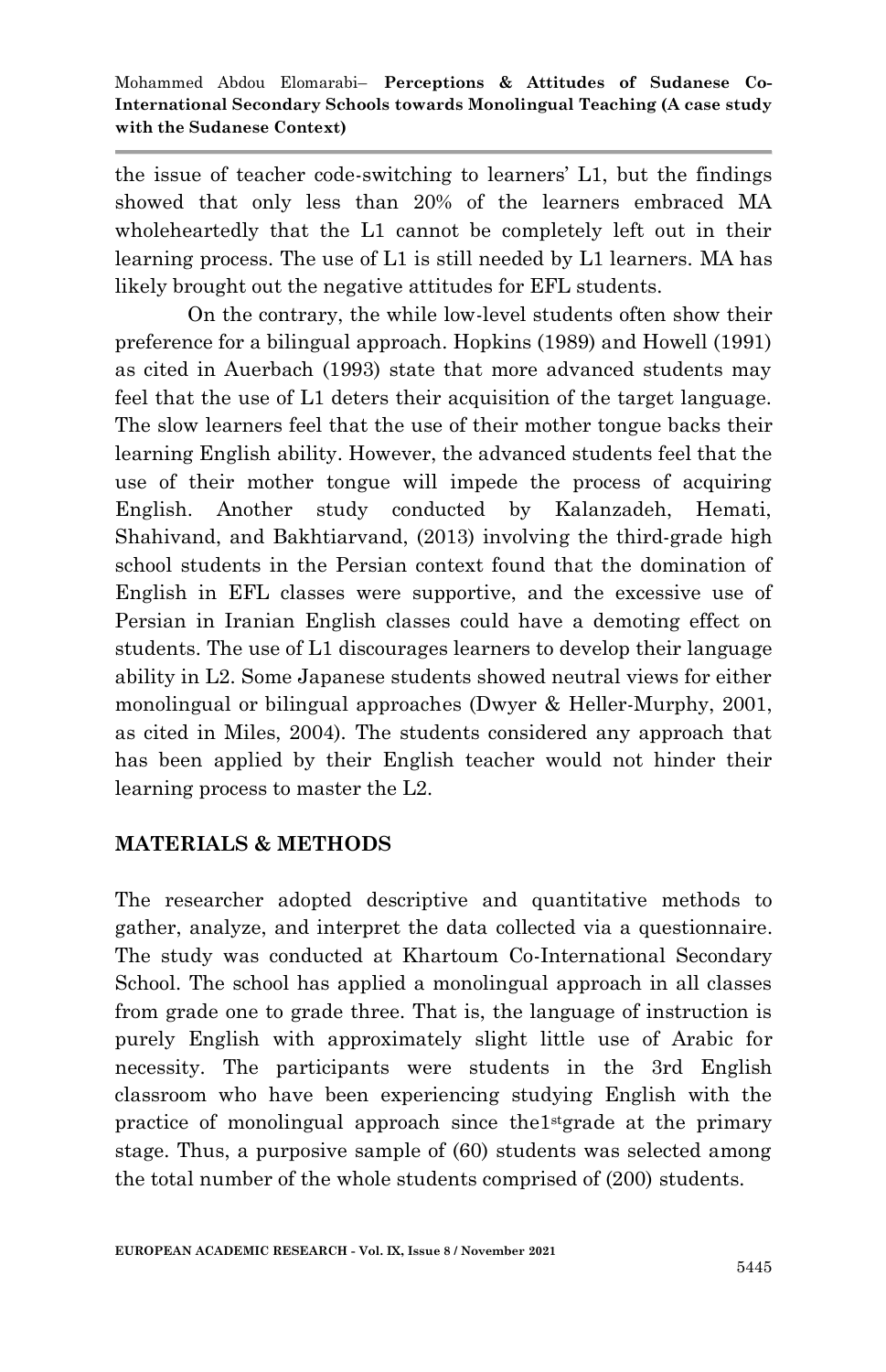the issue of teacher code-switching to learners' L1, but the findings showed that only less than 20% of the learners embraced MA wholeheartedly that the L1 cannot be completely left out in their learning process. The use of L1 is still needed by L1 learners. MA has likely brought out the negative attitudes for EFL students.

On the contrary, the while low-level students often show their preference for a bilingual approach. Hopkins (1989) and Howell (1991) as cited in Auerbach (1993) state that more advanced students may feel that the use of L1 deters their acquisition of the target language. The slow learners feel that the use of their mother tongue backs their learning English ability. However, the advanced students feel that the use of their mother tongue will impede the process of acquiring English. Another study conducted by Kalanzadeh, Hemati, Shahivand, and Bakhtiarvand, (2013) involving the third-grade high school students in the Persian context found that the domination of English in EFL classes were supportive, and the excessive use of Persian in Iranian English classes could have a demoting effect on students. The use of L1 discourages learners to develop their language ability in L2. Some Japanese students showed neutral views for either monolingual or bilingual approaches (Dwyer & Heller-Murphy, 2001, as cited in Miles, 2004). The students considered any approach that has been applied by their English teacher would not hinder their learning process to master the L2.

## MATERIALS & METHODS

The researcher adopted descriptive and quantitative methods to gather, analyze, and interpret the data collected via a questionnaire. The study was conducted at Khartoum Co-International Secondary School. The school has applied a monolingual approach in all classes from grade one to grade three. That is, the language of instruction is purely English with approximately slight little use of Arabic for necessity. The participants were students in the 3rd English classroom who have been experiencing studying English with the practice of monolingual approach since the1stgrade at the primary stage. Thus, a purposive sample of (60) students was selected among the total number of the whole students comprised of (200) students.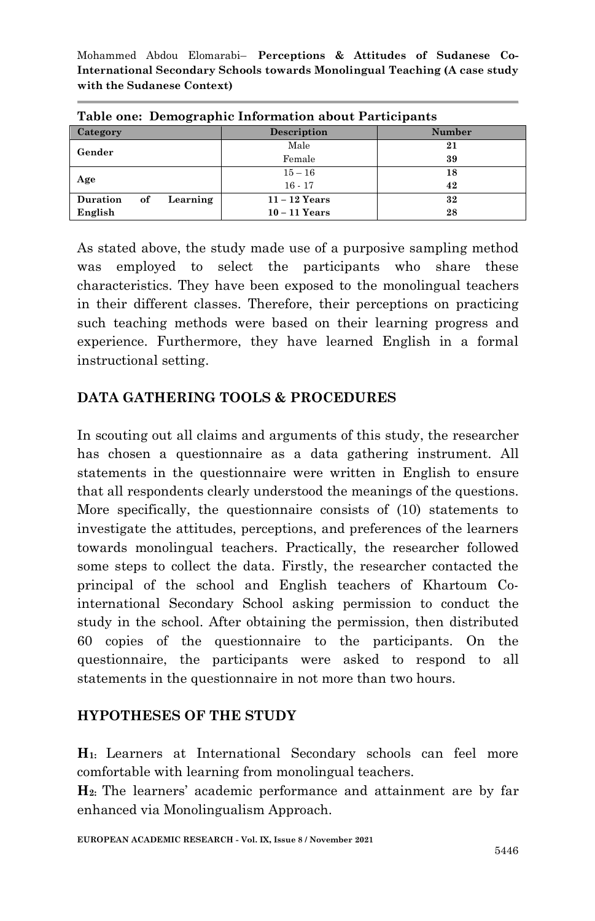**Table one: Demographic Information about Participants**

| Category | Description | Number |
|---|---|---|
| Gender | Male | **21** |
| | Female | **39** |
| Age | 15 – 16 | **18** |
| | 16 - 17 | **42** |
| **Duration of Learning English** | **11 – 12 Years** | **32** |
| | **10 – 11 Years** | **28** |

As stated above, the study made use of a purposive sampling method was employed to select the participants who share these characteristics. They have been exposed to the monolingual teachers in their different classes. Therefore, their perceptions on practicing such teaching methods were based on their learning progress and experience. Furthermore, they have learned English in a formal instructional setting.

## DATA GATHERING TOOLS & PROCEDURES

In scouting out all claims and arguments of this study, the researcher has chosen a questionnaire as a data gathering instrument. All statements in the questionnaire were written in English to ensure that all respondents clearly understood the meanings of the questions. More specifically, the questionnaire consists of (10) statements to investigate the attitudes, perceptions, and preferences of the learners towards monolingual teachers. Practically, the researcher followed some steps to collect the data. Firstly, the researcher contacted the principal of the school and English teachers of Khartoum Co-international Secondary School asking permission to conduct the study in the school. After obtaining the permission, then distributed 60 copies of the questionnaire to the participants. On the questionnaire, the participants were asked to respond to all statements in the questionnaire in not more than two hours.

## HYPOTHESES OF THE STUDY

**$H_1$:** Learners at International Secondary schools can feel more comfortable with learning from monolingual teachers.

**$H_2$:** The learners' academic performance and attainment are by far enhanced via Monolingualism Approach.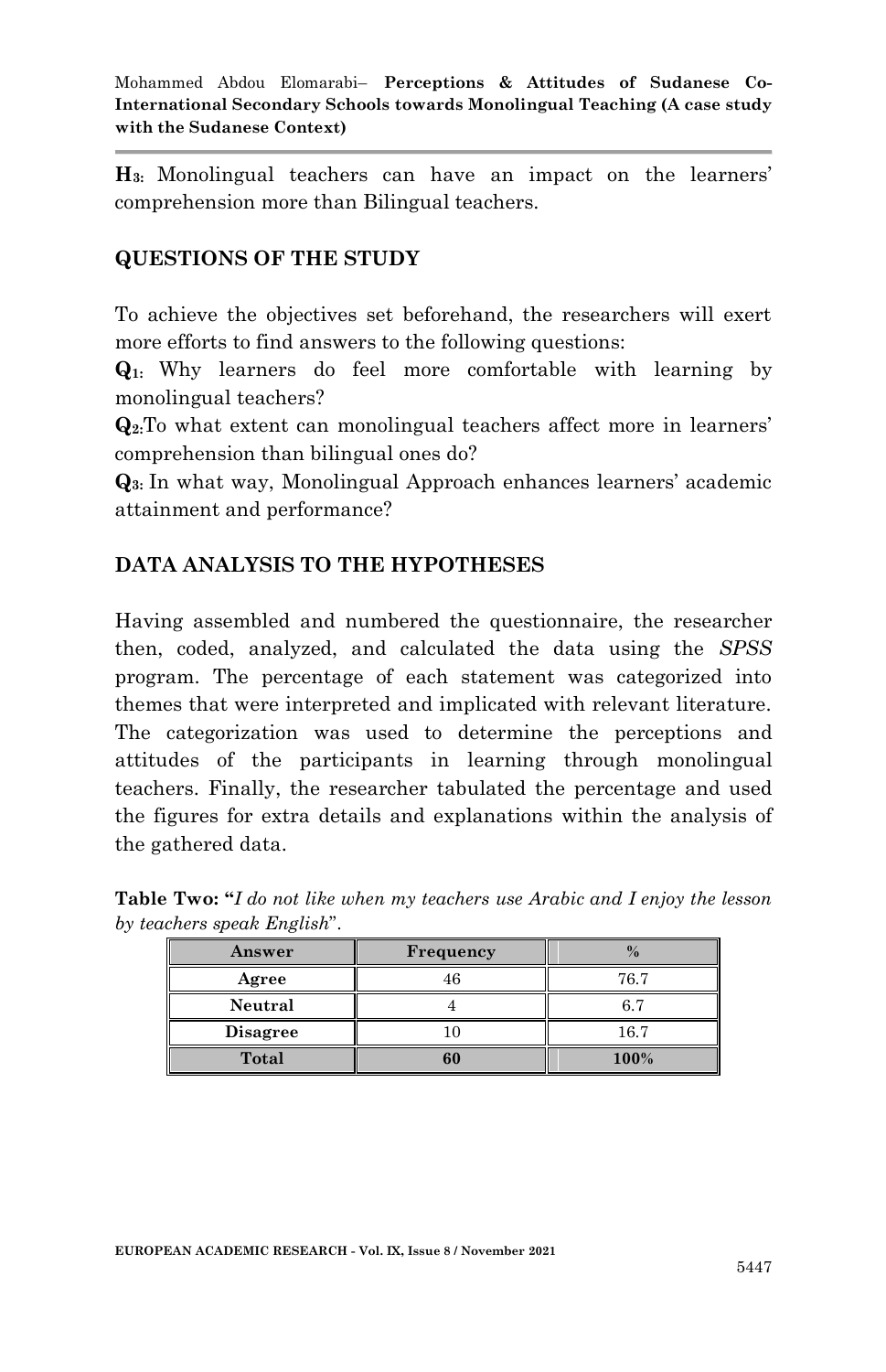**H3:** Monolingual teachers can have an impact on the learners' comprehension more than Bilingual teachers.

## QUESTIONS OF THE STUDY

To achieve the objectives set beforehand, the researchers will exert more efforts to find answers to the following questions:

**Q1:** Why learners do feel more comfortable with learning by monolingual teachers?

**Q2:** To what extent can monolingual teachers affect more in learners' comprehension than bilingual ones do?

**Q3:** In what way, Monolingual Approach enhances learners' academic attainment and performance?

## DATA ANALYSIS TO THE HYPOTHESES

Having assembled and numbered the questionnaire, the researcher then, coded, analyzed, and calculated the data using the *SPSS* program. The percentage of each statement was categorized into themes that were interpreted and implicated with relevant literature. The categorization was used to determine the perceptions and attitudes of the participants in learning through monolingual teachers. Finally, the researcher tabulated the percentage and used the figures for extra details and explanations within the analysis of the gathered data.

**Table Two: "***I do not like when my teachers use Arabic and I enjoy the lesson by teachers speak English*".

| Answer | Frequency | % |
|---|---|---|
| **Agree** | 46 | 76.7 |
| **Neutral** | 4 | 6.7 |
| **Disagree** | 10 | 16.7 |
| **Total** | **60** | **100%** |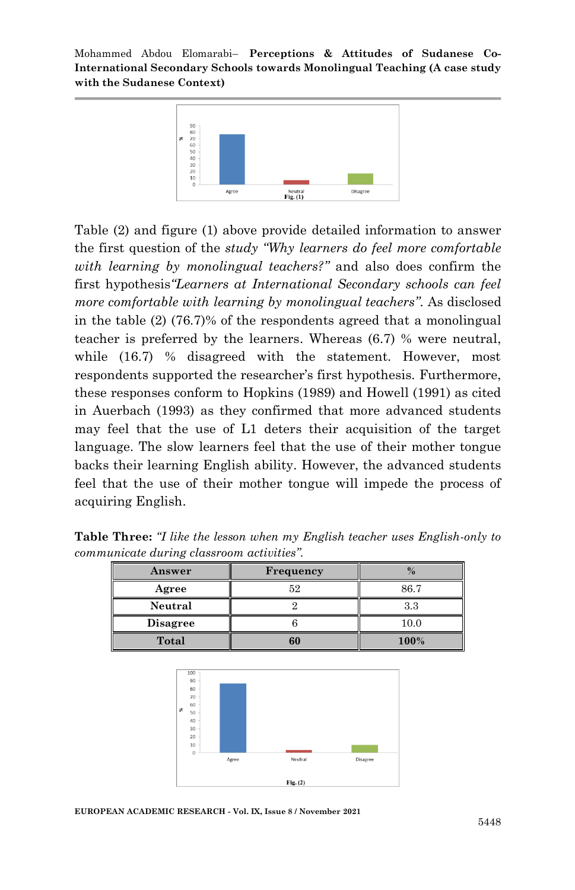Fig. (1)

Table (2) and figure (1) above provide detailed information to answer the first question of the *study "Why learners do feel more comfortable with learning by monolingual teachers?"* and also does confirm the first hypothesis*"Learners at International Secondary schools can feel more comfortable with learning by monolingual teachers"*. As disclosed in the table (2) (76.7)% of the respondents agreed that a monolingual teacher is preferred by the learners. Whereas (6.7) % were neutral, while (16.7) % disagreed with the statement. However, most respondents supported the researcher's first hypothesis. Furthermore, these responses conform to Hopkins (1989) and Howell (1991) as cited in Auerbach (1993) as they confirmed that more advanced students may feel that the use of L1 deters their acquisition of the target language. The slow learners feel that the use of their mother tongue backs their learning English ability. However, the advanced students feel that the use of their mother tongue will impede the process of acquiring English.

**Table Three:** *"I like the lesson when my English teacher uses English-only to communicate during classroom activities".*

| Answer | Frequency | % |
|---|---|---|
| **Agree** | 52 | 86.7 |
| **Neutral** | 2 | 3.3 |
| **Disagree** | 6 | 10.0 |
| **Total** | **60** | **100%** |

Fig. (2)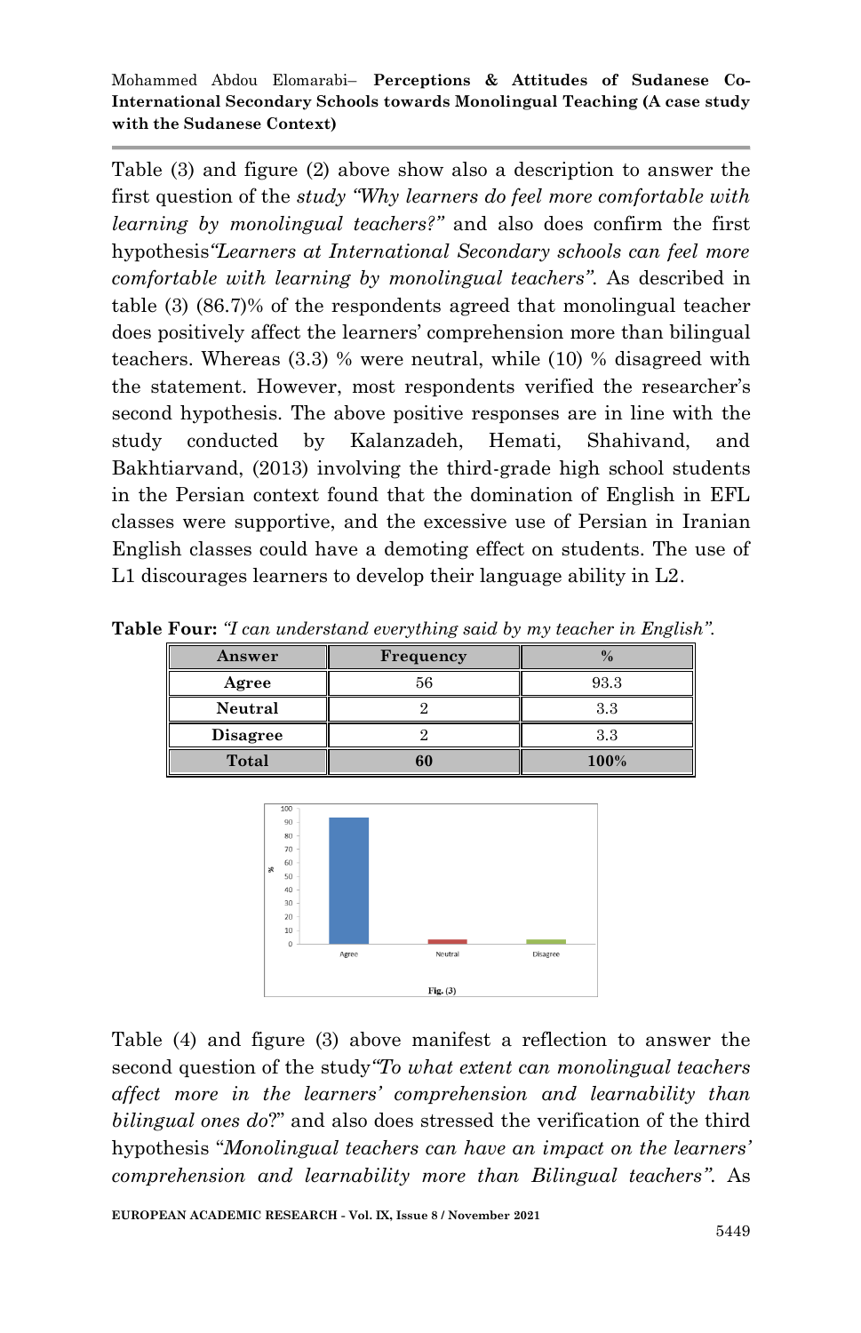Table (3) and figure (2) above show also a description to answer the first question of the *study "Why learners do feel more comfortable with learning by monolingual teachers?"* and also does confirm the first hypothesis*"Learners at International Secondary schools can feel more comfortable with learning by monolingual teachers"*. As described in table (3) (86.7)% of the respondents agreed that monolingual teacher does positively affect the learners' comprehension more than bilingual teachers. Whereas (3.3) % were neutral, while (10) % disagreed with the statement. However, most respondents verified the researcher's second hypothesis. The above positive responses are in line with the study conducted by Kalanzadeh, Hemati, Shahivand, and Bakhtiarvand, (2013) involving the third-grade high school students in the Persian context found that the domination of English in EFL classes were supportive, and the excessive use of Persian in Iranian English classes could have a demoting effect on students. The use of L1 discourages learners to develop their language ability in L2.

**Table Four:** *"I can understand everything said by my teacher in English".*

| Answer | Frequency | % |
|---|---|---|
| **Agree** | 56 | 93.3 |
| **Neutral** | 2 | 3.3 |
| **Disagree** | 2 | 3.3 |
| **Total** | **60** | **100%** |

Fig. (3)

Table (4) and figure (3) above manifest a reflection to answer the second question of the study*"To what extent can monolingual teachers affect more in the learners' comprehension and learnability than bilingual ones do*?" and also does stressed the verification of the third hypothesis "*Monolingual teachers can have an impact on the learners' comprehension and learnability more than Bilingual teachers"*. As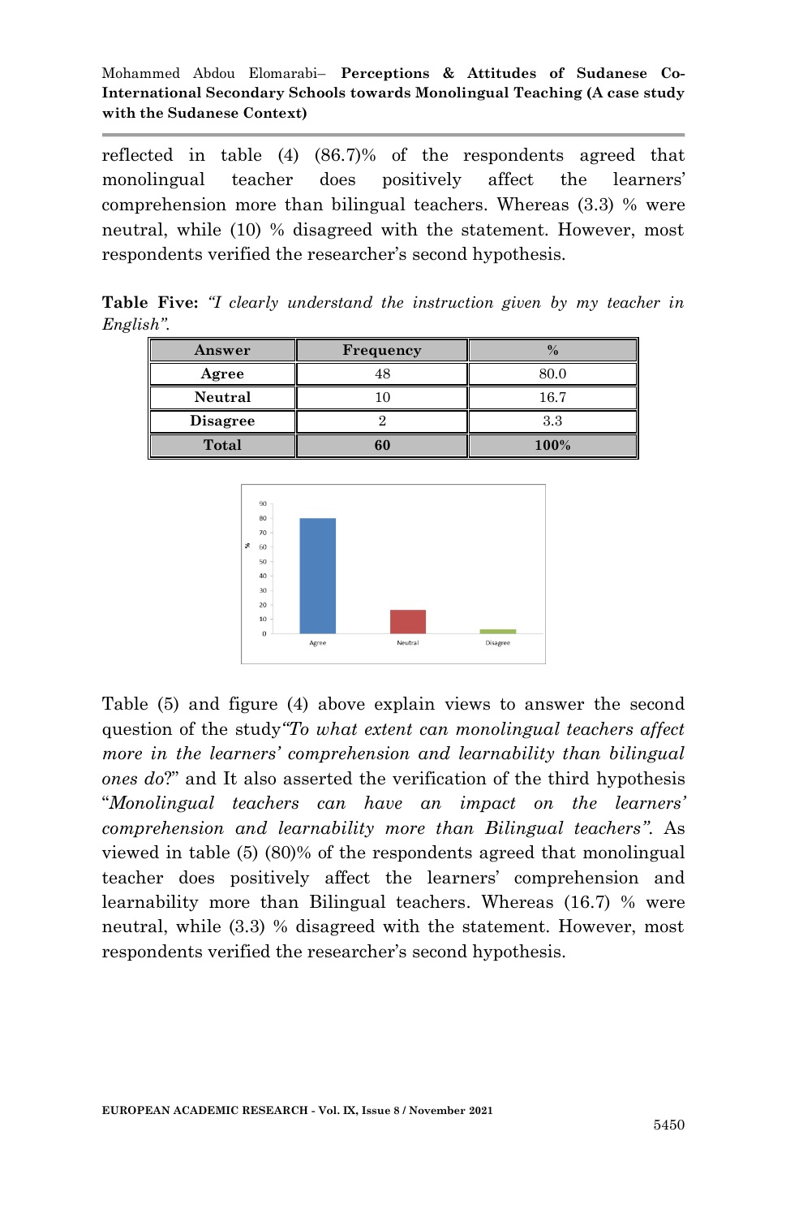reflected in table (4) (86.7)% of the respondents agreed that monolingual teacher does positively affect the learners' comprehension more than bilingual teachers. Whereas (3.3) % were neutral, while (10) % disagreed with the statement. However, most respondents verified the researcher's second hypothesis.

**Table Five:** *"I clearly understand the instruction given by my teacher in English".*

| Answer | Frequency | % |
|---|---|---|
| **Agree** | 48 | 80.0 |
| **Neutral** | 10 | 16.7 |
| **Disagree** | 2 | 3.3 |
| **Total** | **60** | **100%** |

Table (5) and figure (4) above explain views to answer the second question of the study*"To what extent can monolingual teachers affect more in the learners' comprehension and learnability than bilingual ones do*?" and It also asserted the verification of the third hypothesis "*Monolingual teachers can have an impact on the learners' comprehension and learnability more than Bilingual teachers".* As viewed in table (5) (80)% of the respondents agreed that monolingual teacher does positively affect the learners' comprehension and learnability more than Bilingual teachers. Whereas (16.7) % were neutral, while (3.3) % disagreed with the statement. However, most respondents verified the researcher's second hypothesis.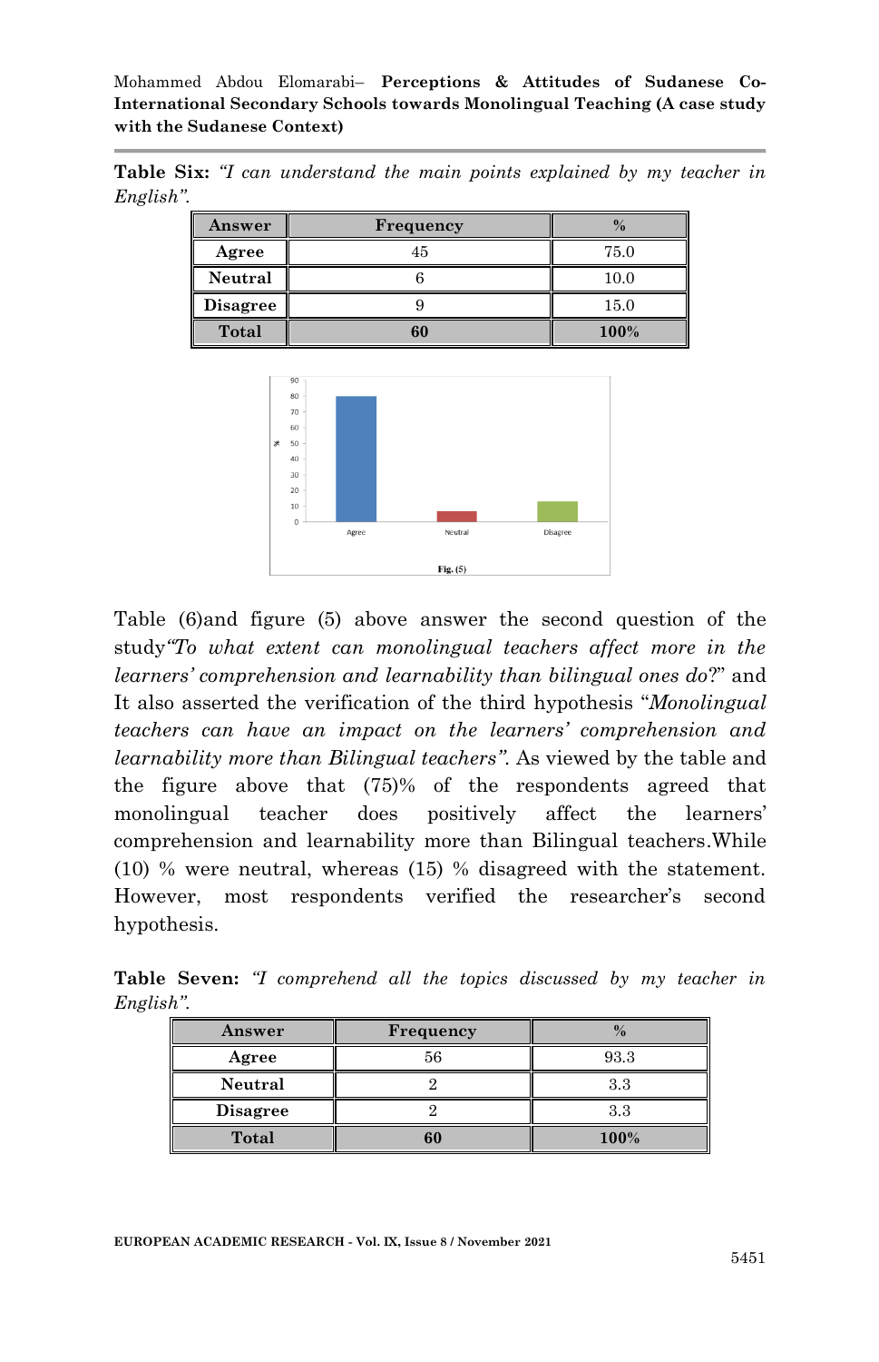**Table Six:** *"I can understand the main points explained by my teacher in English".*

| Answer | Frequency | % |
|---|---|---|
| **Agree** | 45 | 75.0 |
| **Neutral** | 6 | 10.0 |
| **Disagree** | 9 | 15.0 |
| **Total** | **60** | **100%** |

**Fig. (5)**

Table (6)and figure (5) above answer the second question of the study*"To what extent can monolingual teachers affect more in the learners' comprehension and learnability than bilingual ones do*?" and It also asserted the verification of the third hypothesis "*Monolingual teachers can have an impact on the learners' comprehension and learnability more than Bilingual teachers"*. As viewed by the table and the figure above that (75)% of the respondents agreed that monolingual teacher does positively affect the learners' comprehension and learnability more than Bilingual teachers.While (10) % were neutral, whereas (15) % disagreed with the statement. However, most respondents verified the researcher's second hypothesis.

**Table Seven:** *"I comprehend all the topics discussed by my teacher in English".*

| Answer | Frequency | % |
|---|---|---|
| **Agree** | 56 | 93.3 |
| **Neutral** | 2 | 3.3 |
| **Disagree** | 2 | 3.3 |
| **Total** | **60** | **100%** |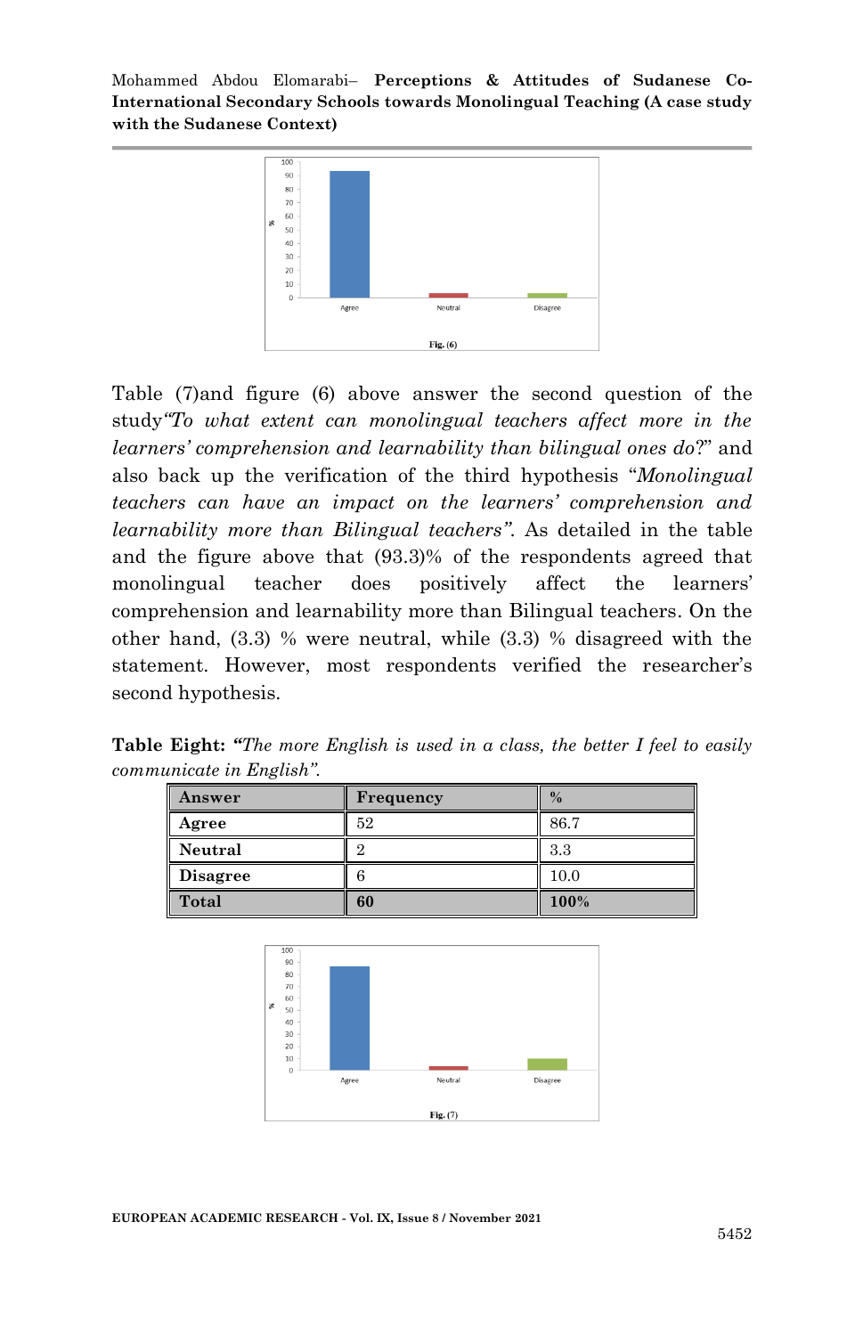Fig. (6)

Table (7)and figure (6) above answer the second question of the study*"To what extent can monolingual teachers affect more in the learners' comprehension and learnability than bilingual ones do*?" and also back up the verification of the third hypothesis "*Monolingual teachers can have an impact on the learners' comprehension and learnability more than Bilingual teachers"*. As detailed in the table and the figure above that (93.3)% of the respondents agreed that monolingual teacher does positively affect the learners' comprehension and learnability more than Bilingual teachers. On the other hand, (3.3) % were neutral, while (3.3) % disagreed with the statement. However, most respondents verified the researcher's second hypothesis.

**Table Eight: "***The more English is used in a class, the better I feel to easily communicate in English".*

| Answer | Frequency | % |
|---|---|---|
| **Agree** | 52 | 86.7 |
| **Neutral** | 2 | 3.3 |
| **Disagree** | 6 | 10.0 |
| **Total** | **60** | **100%** |

Fig. (7)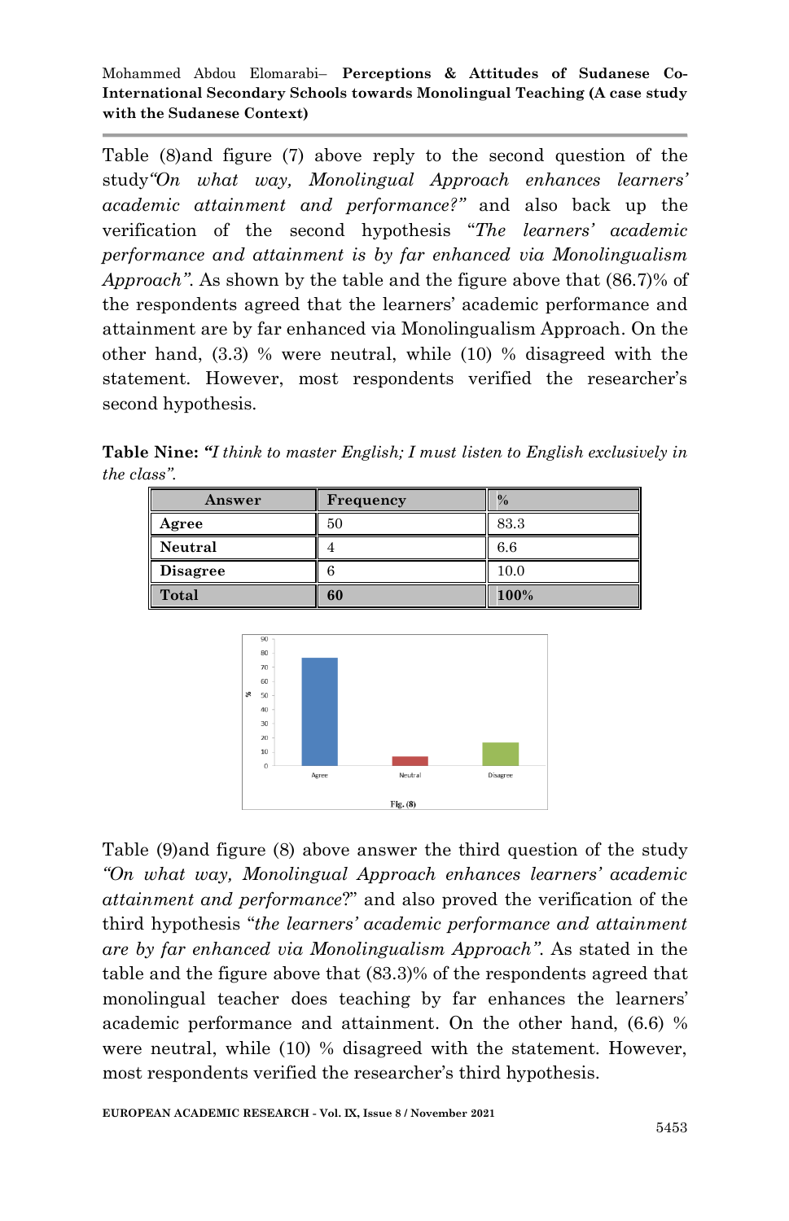Table (8)and figure (7) above reply to the second question of the study*"On what way, Monolingual Approach enhances learners' academic attainment and performance?"* and also back up the verification of the second hypothesis "*The learners' academic performance and attainment is by far enhanced via Monolingualism Approach"*. As shown by the table and the figure above that (86.7)% of the respondents agreed that the learners' academic performance and attainment are by far enhanced via Monolingualism Approach. On the other hand, (3.3) % were neutral, while (10) % disagreed with the statement. However, most respondents verified the researcher's second hypothesis.

**Table Nine:** ***"****I think to master English; I must listen to English exclusively in the class".*

| Answer | Frequency | % |
|---|---|---|
| **Agree** | 50 | 83.3 |
| **Neutral** | 4 | 6.6 |
| **Disagree** | 6 | 10.0 |
| **Total** | **60** | **100%** |

Fig. (8)

Table (9)and figure (8) above answer the third question of the study *"On what way, Monolingual Approach enhances learners' academic attainment and performance*?" and also proved the verification of the third hypothesis "*the learners' academic performance and attainment are by far enhanced via Monolingualism Approach"*. As stated in the table and the figure above that (83.3)% of the respondents agreed that monolingual teacher does teaching by far enhances the learners' academic performance and attainment. On the other hand, (6.6) % were neutral, while (10) % disagreed with the statement. However, most respondents verified the researcher's third hypothesis.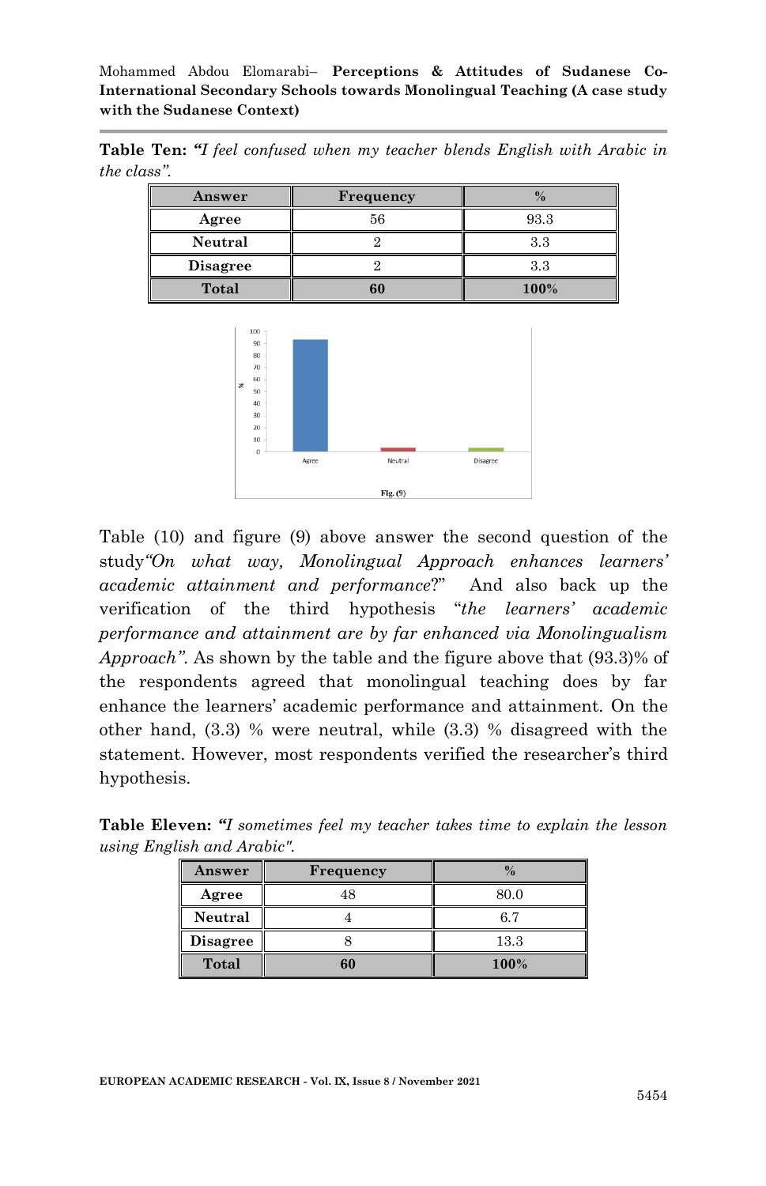**Table Ten:** *"I feel confused when my teacher blends English with Arabic in the class".*

| Answer | Frequency | % |
|---|---|---|
| Agree | 56 | 93.3 |
| Neutral | 2 | 3.3 |
| Disagree | 2 | 3.3 |
| Total | 60 | 100% |

Fig. (9)

Table (10) and figure (9) above answer the second question of the study *"On what way, Monolingual Approach enhances learners' academic attainment and performance*?" And also back up the verification of the third hypothesis "*the learners' academic performance and attainment are by far enhanced via Monolingualism Approach"*. As shown by the table and the figure above that (93.3)% of the respondents agreed that monolingual teaching does by far enhance the learners' academic performance and attainment. On the other hand, (3.3) % were neutral, while (3.3) % disagreed with the statement. However, most respondents verified the researcher's third hypothesis.

**Table Eleven:** *"I sometimes feel my teacher takes time to explain the lesson using English and Arabic".*

| Answer | Frequency | % |
|---|---|---|
| Agree | 48 | 80.0 |
| Neutral | 4 | 6.7 |
| Disagree | 8 | 13.3 |
| Total | 60 | 100% |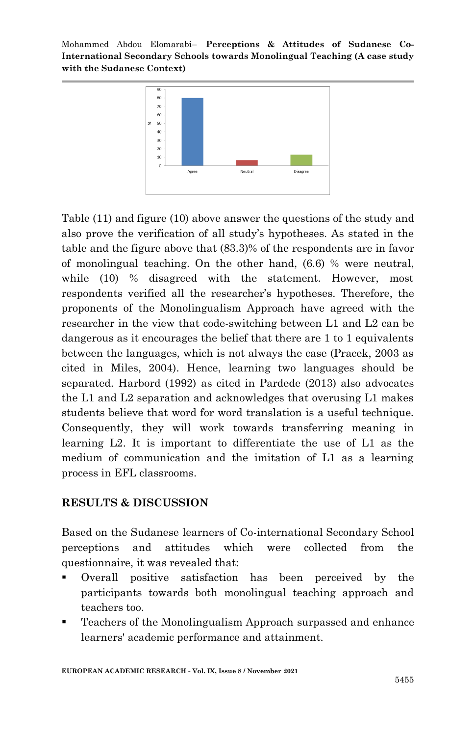Table (11) and figure (10) above answer the questions of the study and also prove the verification of all study's hypotheses. As stated in the table and the figure above that (83.3)% of the respondents are in favor of monolingual teaching. On the other hand, (6.6) % were neutral, while (10) % disagreed with the statement. However, most respondents verified all the researcher's hypotheses. Therefore, the proponents of the Monolingualism Approach have agreed with the researcher in the view that code-switching between L1 and L2 can be dangerous as it encourages the belief that there are 1 to 1 equivalents between the languages, which is not always the case (Pracek, 2003 as cited in Miles, 2004). Hence, learning two languages should be separated. Harbord (1992) as cited in Pardede (2013) also advocates the L1 and L2 separation and acknowledges that overusing L1 makes students believe that word for word translation is a useful technique. Consequently, they will work towards transferring meaning in learning L2. It is important to differentiate the use of L1 as the medium of communication and the imitation of L1 as a learning process in EFL classrooms.

## RESULTS & DISCUSSION

Based on the Sudanese learners of Co-international Secondary School perceptions and attitudes which were collected from the questionnaire, it was revealed that:

- Overall positive satisfaction has been perceived by the participants towards both monolingual teaching approach and teachers too.
- Teachers of the Monolingualism Approach surpassed and enhance learners' academic performance and attainment.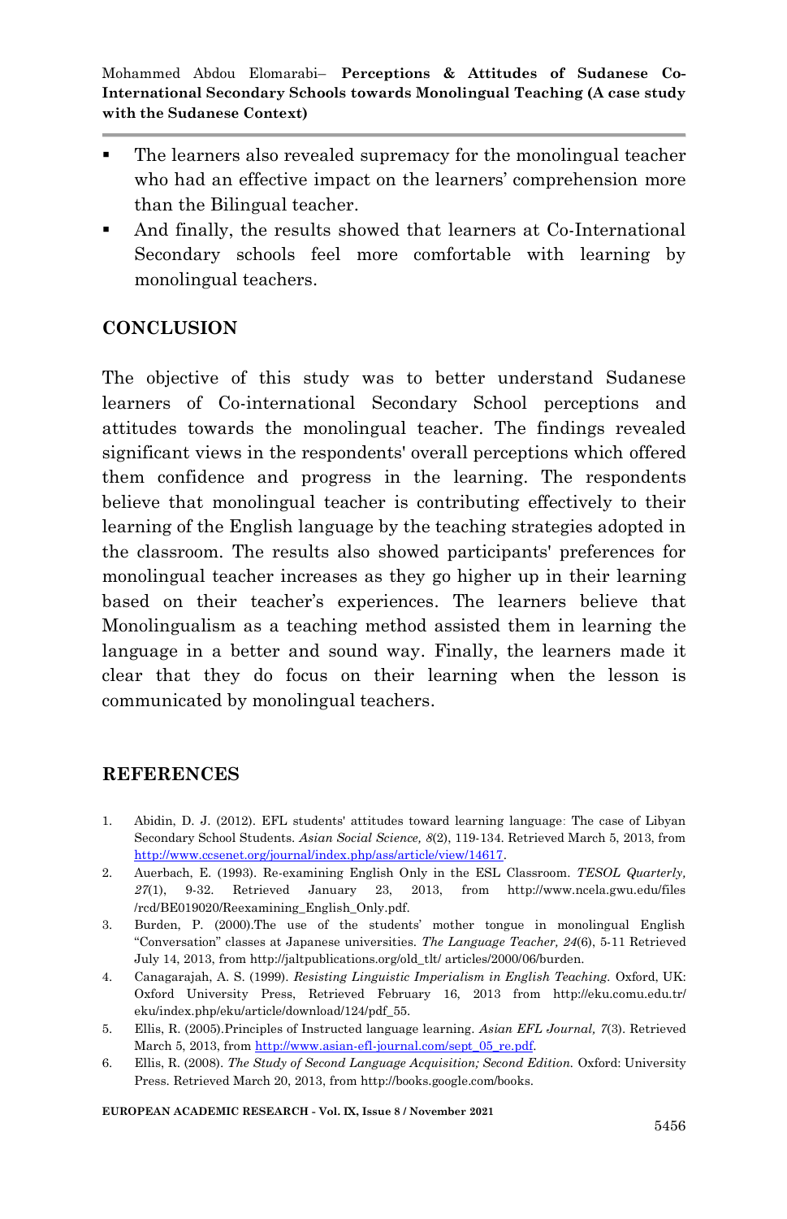- The learners also revealed supremacy for the monolingual teacher who had an effective impact on the learners' comprehension more than the Bilingual teacher.
- And finally, the results showed that learners at Co-International Secondary schools feel more comfortable with learning by monolingual teachers.

## CONCLUSION

The objective of this study was to better understand Sudanese learners of Co-international Secondary School perceptions and attitudes towards the monolingual teacher. The findings revealed significant views in the respondents' overall perceptions which offered them confidence and progress in the learning. The respondents believe that monolingual teacher is contributing effectively to their learning of the English language by the teaching strategies adopted in the classroom. The results also showed participants' preferences for monolingual teacher increases as they go higher up in their learning based on their teacher's experiences. The learners believe that Monolingualism as a teaching method assisted them in learning the language in a better and sound way. Finally, the learners made it clear that they do focus on their learning when the lesson is communicated by monolingual teachers.

## REFERENCES

1. Abidin, D. J. (2012). EFL students' attitudes toward learning language: The case of Libyan Secondary School Students. *Asian Social Science, 8*(2), 119-134. Retrieved March 5, 2013, from http://www.ccsenet.org/journal/index.php/ass/article/view/14617.
2. Auerbach, E. (1993). Re-examining English Only in the ESL Classroom. *TESOL Quarterly, 27*(1), 9-32. Retrieved January 23, 2013, from http://www.ncela.gwu.edu/files /rcd/BE019020/Reexamining_English_Only.pdf.
3. Burden, P. (2000).The use of the students' mother tongue in monolingual English "Conversation" classes at Japanese universities. *The Language Teacher, 24*(6), 5-11 Retrieved July 14, 2013, from http://jaltpublications.org/old_tlt/ articles/2000/06/burden.
4. Canagarajah, A. S. (1999). *Resisting Linguistic Imperialism in English Teaching.* Oxford, UK: Oxford University Press, Retrieved February 16, 2013 from http://eku.comu.edu.tr/ eku/index.php/eku/article/download/124/pdf_55.
5. Ellis, R. (2005).Principles of Instructed language learning. *Asian EFL Journal, 7*(3). Retrieved March 5, 2013, from http://www.asian-efl-journal.com/sept_05_re.pdf.
6. Ellis, R. (2008). *The Study of Second Language Acquisition; Second Edition.* Oxford: University Press. Retrieved March 20, 2013, from http://books.google.com/books.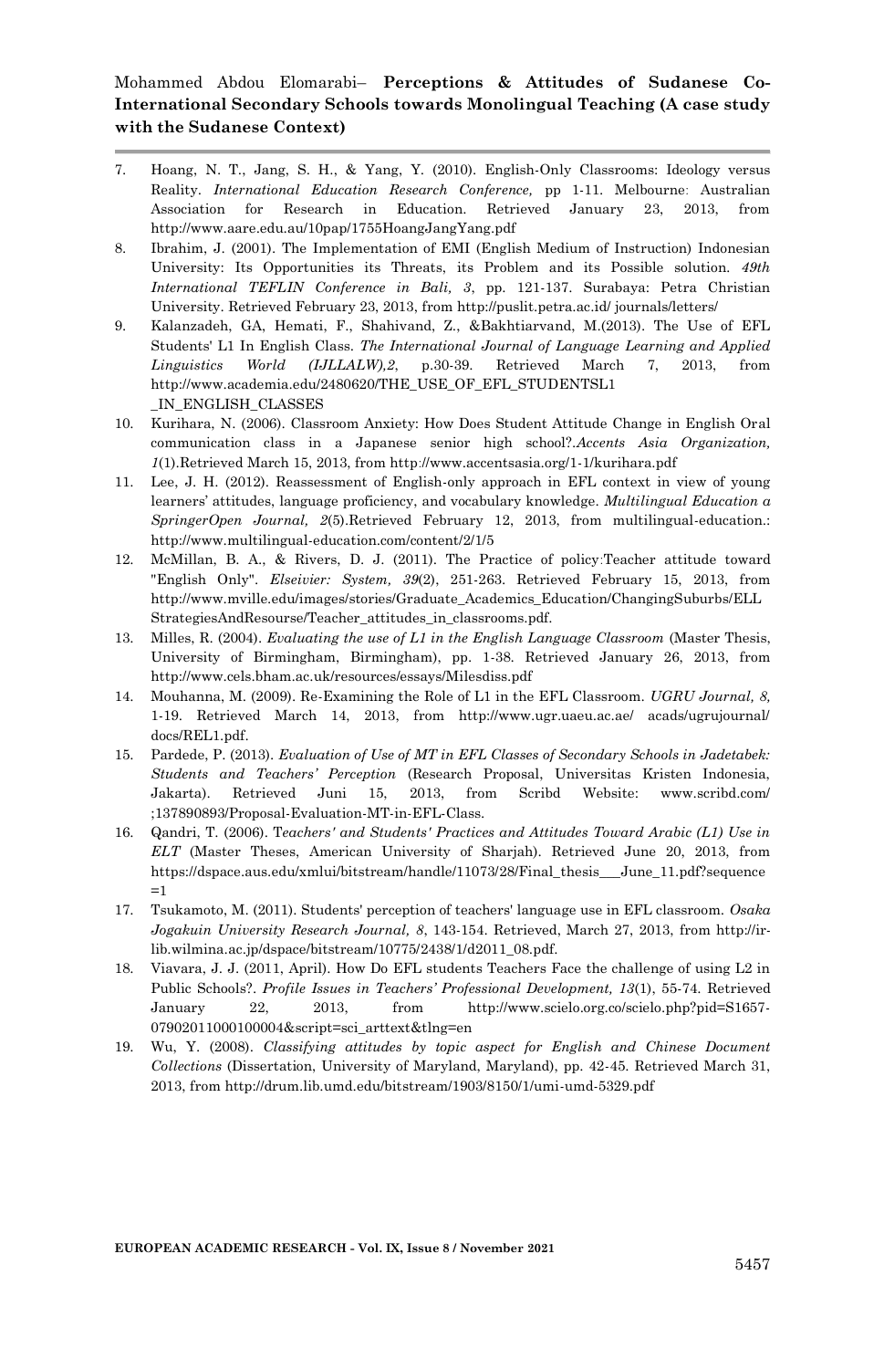7. Hoang, N. T., Jang, S. H., & Yang, Y. (2010). English-Only Classrooms: Ideology versus Reality. *International Education Research Conference,* pp 1-11. Melbourne: Australian Association for Research in Education. Retrieved January 23, 2013, from http://www.aare.edu.au/10pap/1755HoangJangYang.pdf
8. Ibrahim, J. (2001). The Implementation of EMI (English Medium of Instruction) Indonesian University: Its Opportunities its Threats, its Problem and its Possible solution. *49th International TEFLIN Conference in Bali, 3*, pp. 121-137. Surabaya: Petra Christian University. Retrieved February 23, 2013, from http://puslit.petra.ac.id/ journals/letters/
9. Kalanzadeh, GA, Hemati, F., Shahivand, Z., &Bakhtiarvand, M.(2013). The Use of EFL Students' L1 In English Class. *The International Journal of Language Learning and Applied Linguistics World (IJLLALW),2*, p.30-39. Retrieved March 7, 2013, from http://www.academia.edu/2480620/THE_USE_OF_EFL_STUDENTSL1 _IN_ENGLISH_CLASSES
10. Kurihara, N. (2006). Classroom Anxiety: How Does Student Attitude Change in English Oral communication class in a Japanese senior high school?.*Accents Asia Organization, 1*(1).Retrieved March 15, 2013, from http://www.accentsasia.org/1-1/kurihara.pdf
11. Lee, J. H. (2012). Reassessment of English-only approach in EFL context in view of young learners' attitudes, language proficiency, and vocabulary knowledge. *Multilingual Education a SpringerOpen Journal, 2*(5).Retrieved February 12, 2013, from multilingual-education.: http://www.multilingual-education.com/content/2/1/5
12. McMillan, B. A., & Rivers, D. J. (2011). The Practice of policy:Teacher attitude toward "English Only". *Elseivier: System, 39*(2), 251-263. Retrieved February 15, 2013, from http://www.mville.edu/images/stories/Graduate_Academics_Education/ChangingSuburbs/ELL StrategiesAndResourse/Teacher_attitudes_in_classrooms.pdf.
13. Milles, R. (2004). *Evaluating the use of L1 in the English Language Classroom* (Master Thesis, University of Birmingham, Birmingham), pp. 1-38. Retrieved January 26, 2013, from http://www.cels.bham.ac.uk/resources/essays/Milesdiss.pdf
14. Mouhanna, M. (2009). Re-Examining the Role of L1 in the EFL Classroom. *UGRU Journal, 8,* 1-19. Retrieved March 14, 2013, from http://www.ugr.uaeu.ac.ae/ acads/ugrujournal/ docs/REL1.pdf.
15. Pardede, P. (2013). *Evaluation of Use of MT in EFL Classes of Secondary Schools in Jadetabek: Students and Teachers' Perception* (Research Proposal, Universitas Kristen Indonesia, Jakarta). Retrieved Juni 15, 2013, from Scribd Website: www.scribd.com/ ;137890893/Proposal-Evaluation-MT-in-EFL-Class.
16. Qandri, T. (2006). T*eachers' and Students' Practices and Attitudes Toward Arabic (L1) Use in ELT* (Master Theses, American University of Sharjah). Retrieved June 20, 2013, from https://dspace.aus.edu/xmlui/bitstream/handle/11073/28/Final_thesis___June_11.pdf?sequence =1
17. Tsukamoto, M. (2011). Students' perception of teachers' language use in EFL classroom. *Osaka Jogakuin University Research Journal, 8*, 143-154. Retrieved, March 27, 2013, from http://ir-lib.wilmina.ac.jp/dspace/bitstream/10775/2438/1/d2011_08.pdf.
18. Viavara, J. J. (2011, April). How Do EFL students Teachers Face the challenge of using L2 in Public Schools?. *Profile Issues in Teachers' Professional Development, 13*(1), 55-74. Retrieved January 22, 2013, from http://www.scielo.org.co/scielo.php?pid=S1657-07902011000100004&script=sci_arttext&tlng=en
19. Wu, Y. (2008). *Classifying attitudes by topic aspect for English and Chinese Document Collections* (Dissertation, University of Maryland, Maryland), pp. 42-45. Retrieved March 31, 2013, from http://drum.lib.umd.edu/bitstream/1903/8150/1/umi-umd-5329.pdf